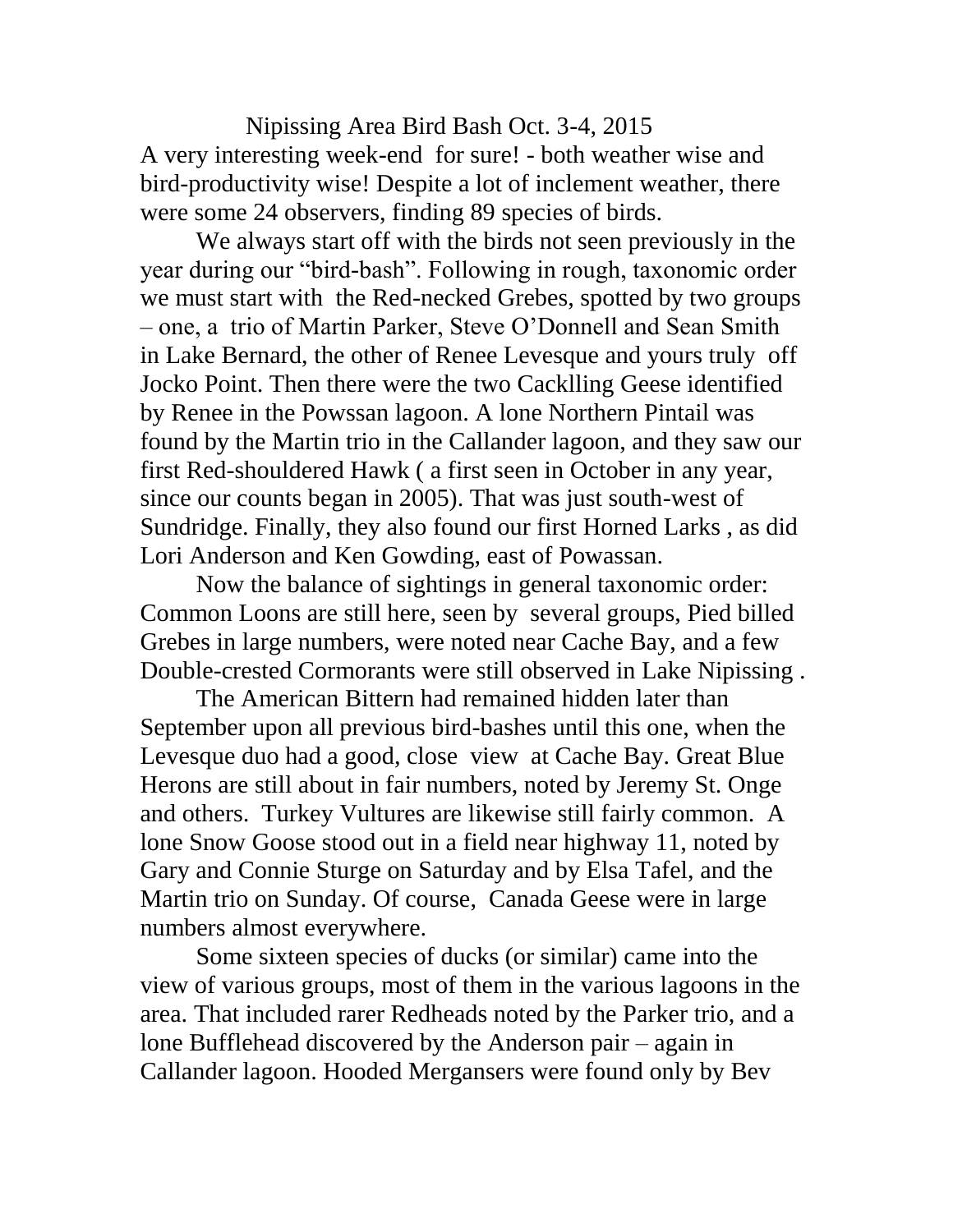# Nipissing Area Bird Bash Oct. 3-4, 2015

A very interesting week-end for sure! - both weather wise and bird-productivity wise! Despite a lot of inclement weather, there were some 24 observers, finding 89 species of birds.

We always start off with the birds not seen previously in the year during our "bird-bash". Following in rough, taxonomic order we must start with the Red-necked Grebes, spotted by two groups – one, a trio of Martin Parker, Steve O'Donnell and Sean Smith in Lake Bernard, the other of Renee Levesque and yours truly off Jocko Point. Then there were the two Cacklling Geese identified by Renee in the Powssan lagoon. A lone Northern Pintail was found by the Martin trio in the Callander lagoon, and they saw our first Red-shouldered Hawk ( a first seen in October in any year, since our counts began in 2005). That was just south-west of Sundridge. Finally, they also found our first Horned Larks , as did Lori Anderson and Ken Gowding, east of Powassan.

Now the balance of sightings in general taxonomic order: Common Loons are still here, seen by several groups, Pied billed Grebes in large numbers, were noted near Cache Bay, and a few Double-crested Cormorants were still observed in Lake Nipissing .

The American Bittern had remained hidden later than September upon all previous bird-bashes until this one, when the Levesque duo had a good, close view at Cache Bay. Great Blue Herons are still about in fair numbers, noted by Jeremy St. Onge and others. Turkey Vultures are likewise still fairly common. A lone Snow Goose stood out in a field near highway 11, noted by Gary and Connie Sturge on Saturday and by Elsa Tafel, and the Martin trio on Sunday. Of course, Canada Geese were in large numbers almost everywhere.

Some sixteen species of ducks (or similar) came into the view of various groups, most of them in the various lagoons in the area. That included rarer Redheads noted by the Parker trio, and a lone Bufflehead discovered by the Anderson pair – again in Callander lagoon. Hooded Mergansers were found only by Bev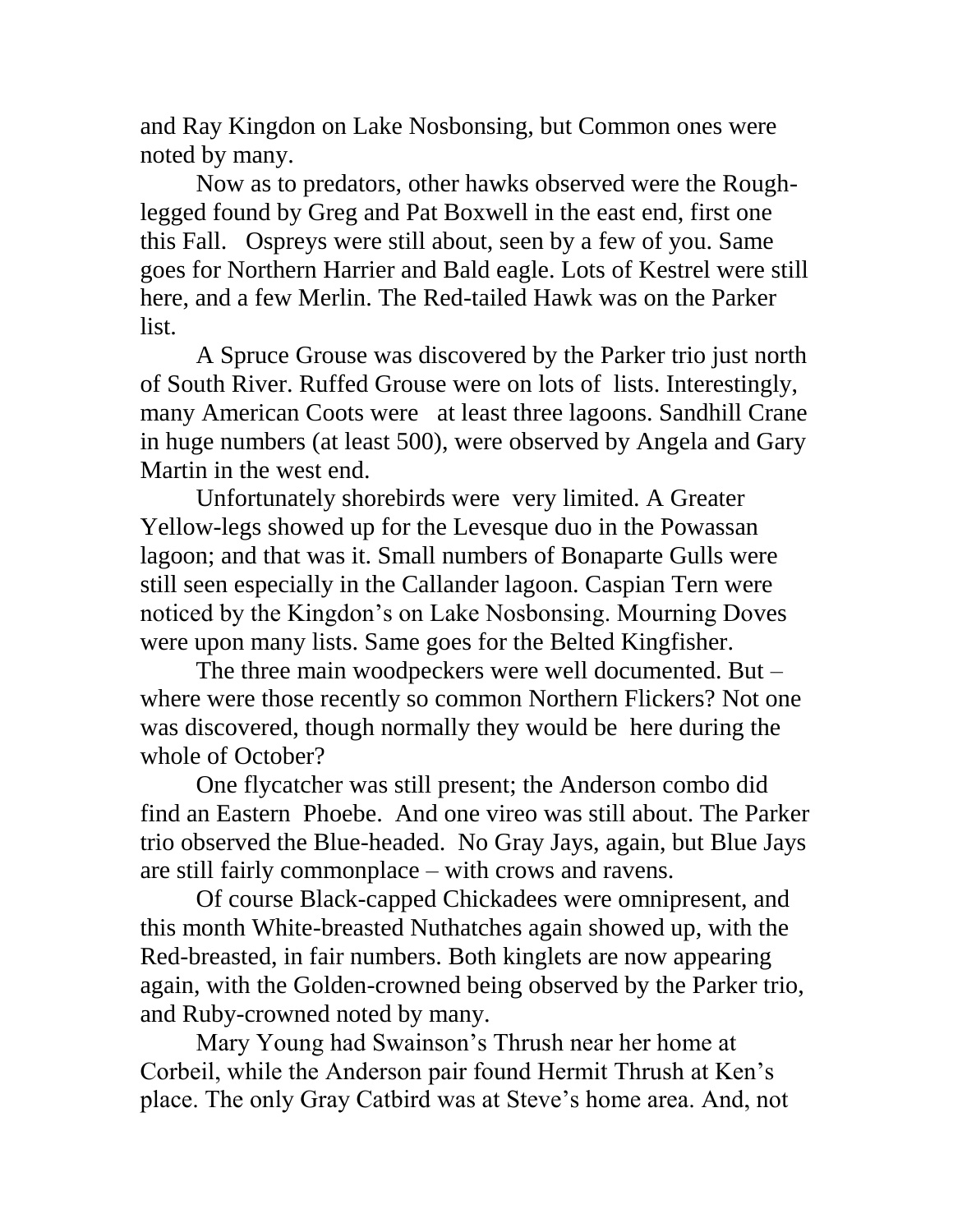and Ray Kingdon on Lake Nosbonsing, but Common ones were noted by many.

Now as to predators, other hawks observed were the Rough-legged found by Greg and Pat Boxwell in the east end, first one this Fall. Ospreys were still about, seen by a few of you. Same goes for Northern Harrier and Bald eagle. Lots of Kestrel were still here, and a few Merlin. The Red-tailed Hawk was on the Parker list.

A Spruce Grouse was discovered by the Parker trio just north of South River. Ruffed Grouse were on lots of lists. Interestingly, many American Coots were at least three lagoons. Sandhill Crane in huge numbers (at least 500), were observed by Angela and Gary Martin in the west end.

Unfortunately shorebirds were very limited. A Greater Yellow-legs showed up for the Levesque duo in the Powassan lagoon; and that was it. Small numbers of Bonaparte Gulls were still seen especially in the Callander lagoon. Caspian Tern were noticed by the Kingdon's on Lake Nosbonsing. Mourning Doves were upon many lists. Same goes for the Belted Kingfisher.

The three main woodpeckers were well documented. But – where were those recently so common Northern Flickers? Not one was discovered, though normally they would be here during the whole of October?

One flycatcher was still present; the Anderson combo did find an Eastern Phoebe. And one vireo was still about. The Parker trio observed the Blue-headed. No Gray Jays, again, but Blue Jays are still fairly commonplace – with crows and ravens.

Of course Black-capped Chickadees were omnipresent, and this month White-breasted Nuthatches again showed up, with the Red-breasted, in fair numbers. Both kinglets are now appearing again, with the Golden-crowned being observed by the Parker trio, and Ruby-crowned noted by many.

Mary Young had Swainson's Thrush near her home at Corbeil, while the Anderson pair found Hermit Thrush at Ken's place. The only Gray Catbird was at Steve's home area. And, not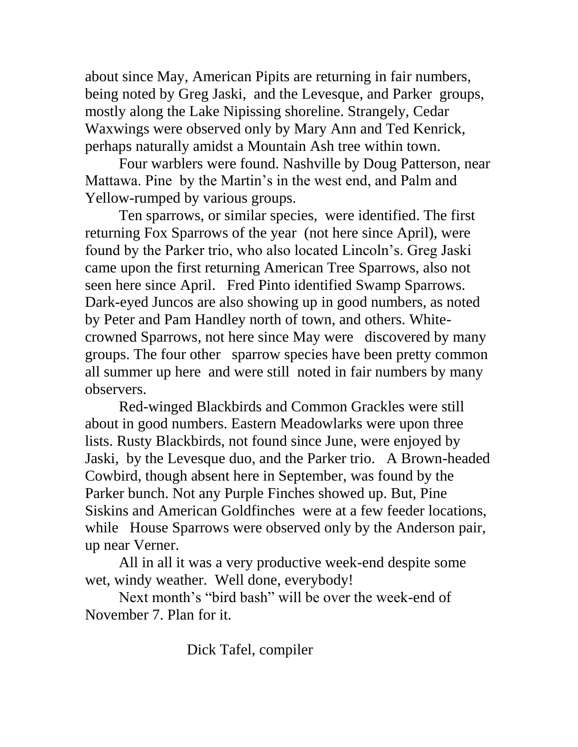about since May, American Pipits are returning in fair numbers, being noted by Greg Jaski, and the Levesque, and Parker groups, mostly along the Lake Nipissing shoreline. Strangely, Cedar Waxwings were observed only by Mary Ann and Ted Kenrick, perhaps naturally amidst a Mountain Ash tree within town.

Four warblers were found. Nashville by Doug Patterson, near Mattawa. Pine by the Martin's in the west end, and Palm and Yellow-rumped by various groups.

Ten sparrows, or similar species, were identified. The first returning Fox Sparrows of the year (not here since April), were found by the Parker trio, who also located Lincoln's. Greg Jaski came upon the first returning American Tree Sparrows, also not seen here since April. Fred Pinto identified Swamp Sparrows. Dark-eyed Juncos are also showing up in good numbers, as noted by Peter and Pam Handley north of town, and others. White-crowned Sparrows, not here since May were discovered by many groups. The four other sparrow species have been pretty common all summer up here and were still noted in fair numbers by many observers.

Red-winged Blackbirds and Common Grackles were still about in good numbers. Eastern Meadowlarks were upon three lists. Rusty Blackbirds, not found since June, were enjoyed by Jaski, by the Levesque duo, and the Parker trio. A Brown-headed Cowbird, though absent here in September, was found by the Parker bunch. Not any Purple Finches showed up. But, Pine Siskins and American Goldfinches were at a few feeder locations, while House Sparrows were observed only by the Anderson pair, up near Verner.

All in all it was a very productive week-end despite some wet, windy weather. Well done, everybody!

Next month's "bird bash" will be over the week-end of November 7. Plan for it.

Dick Tafel, compiler